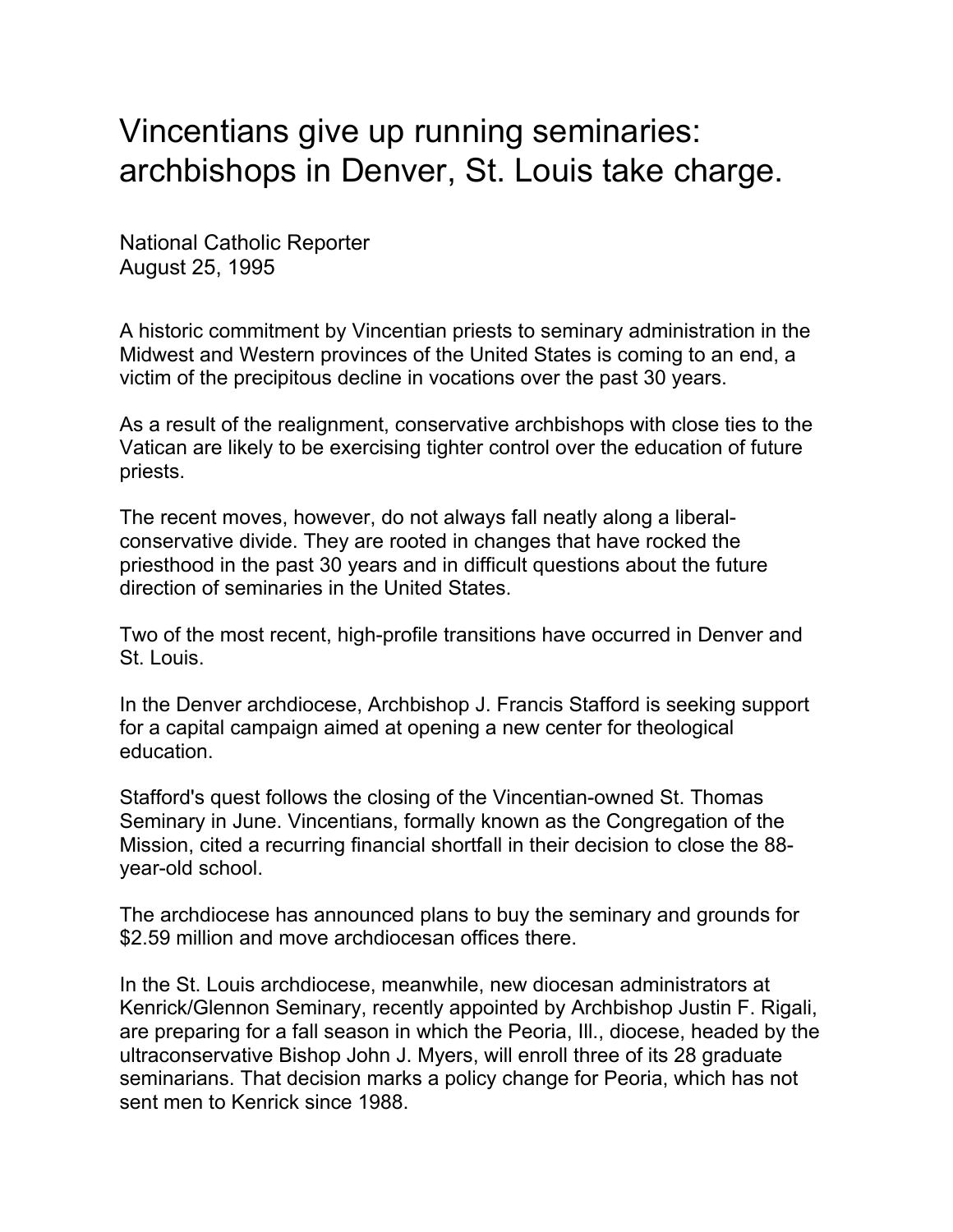# Vincentians give up running seminaries: archbishops in Denver, St. Louis take charge.

National Catholic Reporter
August 25, 1995

A historic commitment by Vincentian priests to seminary administration in the Midwest and Western provinces of the United States is coming to an end, a victim of the precipitous decline in vocations over the past 30 years.

As a result of the realignment, conservative archbishops with close ties to the Vatican are likely to be exercising tighter control over the education of future priests.

The recent moves, however, do not always fall neatly along a liberal-conservative divide. They are rooted in changes that have rocked the priesthood in the past 30 years and in difficult questions about the future direction of seminaries in the United States.

Two of the most recent, high-profile transitions have occurred in Denver and St. Louis.

In the Denver archdiocese, Archbishop J. Francis Stafford is seeking support for a capital campaign aimed at opening a new center for theological education.

Stafford's quest follows the closing of the Vincentian-owned St. Thomas Seminary in June. Vincentians, formally known as the Congregation of the Mission, cited a recurring financial shortfall in their decision to close the 88-year-old school.

The archdiocese has announced plans to buy the seminary and grounds for $2.59 million and move archdiocesan offices there.

In the St. Louis archdiocese, meanwhile, new diocesan administrators at Kenrick/Glennon Seminary, recently appointed by Archbishop Justin F. Rigali, are preparing for a fall season in which the Peoria, Ill., diocese, headed by the ultraconservative Bishop John J. Myers, will enroll three of its 28 graduate seminarians. That decision marks a policy change for Peoria, which has not sent men to Kenrick since 1988.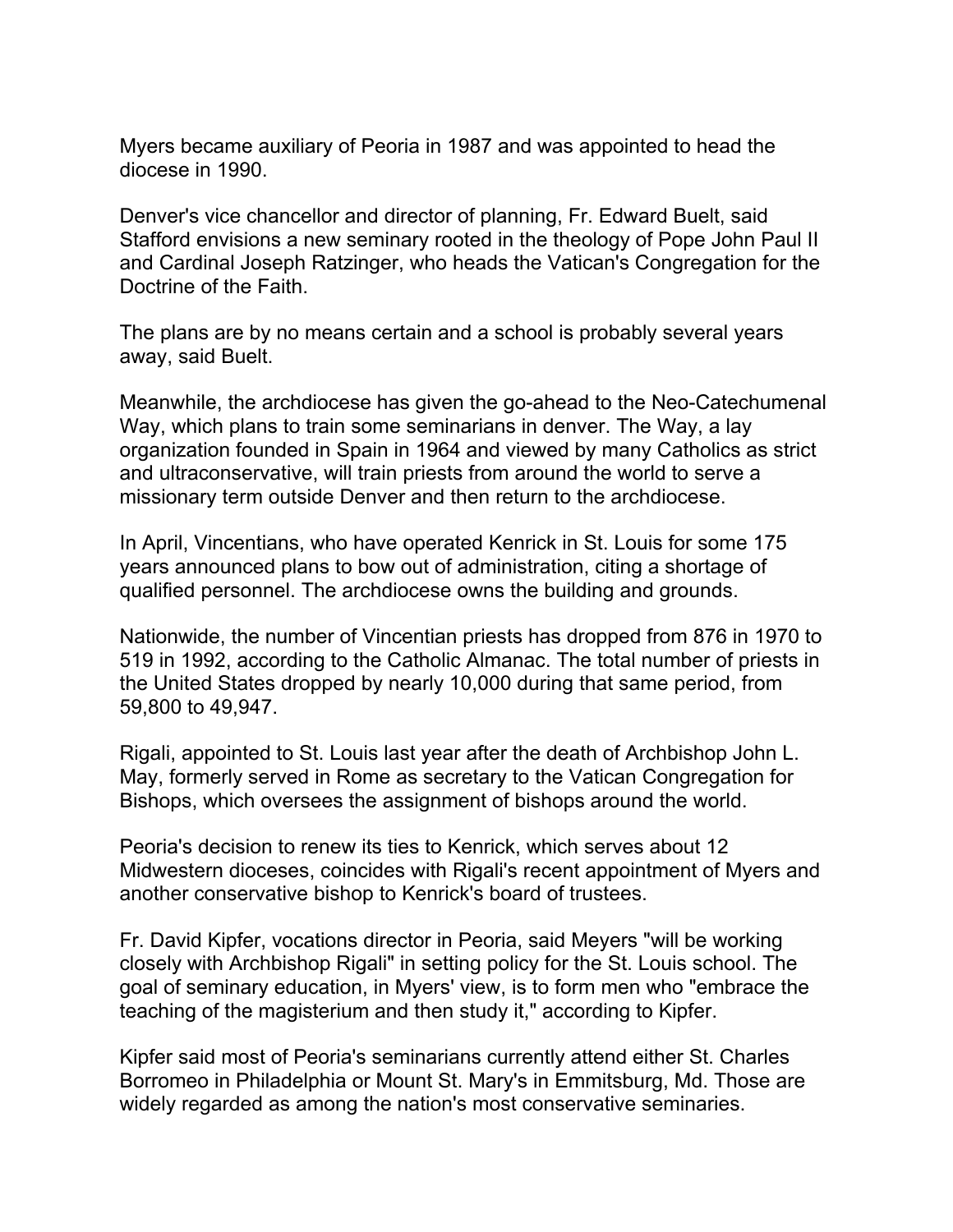Myers became auxiliary of Peoria in 1987 and was appointed to head the diocese in 1990.

Denver's vice chancellor and director of planning, Fr. Edward Buelt, said Stafford envisions a new seminary rooted in the theology of Pope John Paul II and Cardinal Joseph Ratzinger, who heads the Vatican's Congregation for the Doctrine of the Faith.

The plans are by no means certain and a school is probably several years away, said Buelt.

Meanwhile, the archdiocese has given the go-ahead to the Neo-Catechumenal Way, which plans to train some seminarians in denver. The Way, a lay organization founded in Spain in 1964 and viewed by many Catholics as strict and ultraconservative, will train priests from around the world to serve a missionary term outside Denver and then return to the archdiocese.

In April, Vincentians, who have operated Kenrick in St. Louis for some 175 years announced plans to bow out of administration, citing a shortage of qualified personnel. The archdiocese owns the building and grounds.

Nationwide, the number of Vincentian priests has dropped from 876 in 1970 to 519 in 1992, according to the Catholic Almanac. The total number of priests in the United States dropped by nearly 10,000 during that same period, from 59,800 to 49,947.

Rigali, appointed to St. Louis last year after the death of Archbishop John L. May, formerly served in Rome as secretary to the Vatican Congregation for Bishops, which oversees the assignment of bishops around the world.

Peoria's decision to renew its ties to Kenrick, which serves about 12 Midwestern dioceses, coincides with Rigali's recent appointment of Myers and another conservative bishop to Kenrick's board of trustees.

Fr. David Kipfer, vocations director in Peoria, said Meyers "will be working closely with Archbishop Rigali" in setting policy for the St. Louis school. The goal of seminary education, in Myers' view, is to form men who "embrace the teaching of the magisterium and then study it," according to Kipfer.

Kipfer said most of Peoria's seminarians currently attend either St. Charles Borromeo in Philadelphia or Mount St. Mary's in Emmitsburg, Md. Those are widely regarded as among the nation's most conservative seminaries.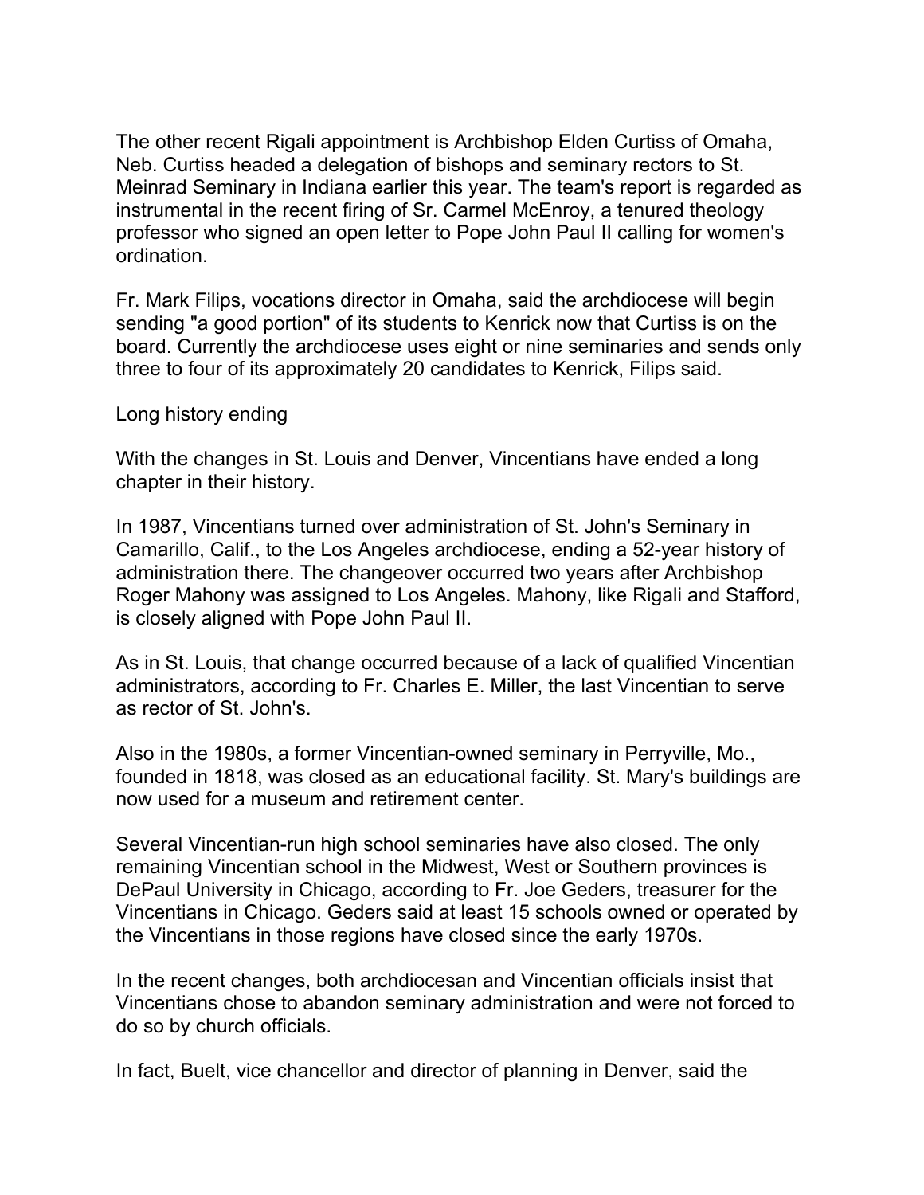The other recent Rigali appointment is Archbishop Elden Curtiss of Omaha, Neb. Curtiss headed a delegation of bishops and seminary rectors to St. Meinrad Seminary in Indiana earlier this year. The team's report is regarded as instrumental in the recent firing of Sr. Carmel McEnroy, a tenured theology professor who signed an open letter to Pope John Paul II calling for women's ordination.

Fr. Mark Filips, vocations director in Omaha, said the archdiocese will begin sending "a good portion" of its students to Kenrick now that Curtiss is on the board. Currently the archdiocese uses eight or nine seminaries and sends only three to four of its approximately 20 candidates to Kenrick, Filips said.

## Long history ending

With the changes in St. Louis and Denver, Vincentians have ended a long chapter in their history.

In 1987, Vincentians turned over administration of St. John's Seminary in Camarillo, Calif., to the Los Angeles archdiocese, ending a 52-year history of administration there. The changeover occurred two years after Archbishop Roger Mahony was assigned to Los Angeles. Mahony, like Rigali and Stafford, is closely aligned with Pope John Paul II.

As in St. Louis, that change occurred because of a lack of qualified Vincentian administrators, according to Fr. Charles E. Miller, the last Vincentian to serve as rector of St. John's.

Also in the 1980s, a former Vincentian-owned seminary in Perryville, Mo., founded in 1818, was closed as an educational facility. St. Mary's buildings are now used for a museum and retirement center.

Several Vincentian-run high school seminaries have also closed. The only remaining Vincentian school in the Midwest, West or Southern provinces is DePaul University in Chicago, according to Fr. Joe Geders, treasurer for the Vincentians in Chicago. Geders said at least 15 schools owned or operated by the Vincentians in those regions have closed since the early 1970s.

In the recent changes, both archdiocesan and Vincentian officials insist that Vincentians chose to abandon seminary administration and were not forced to do so by church officials.

In fact, Buelt, vice chancellor and director of planning in Denver, said the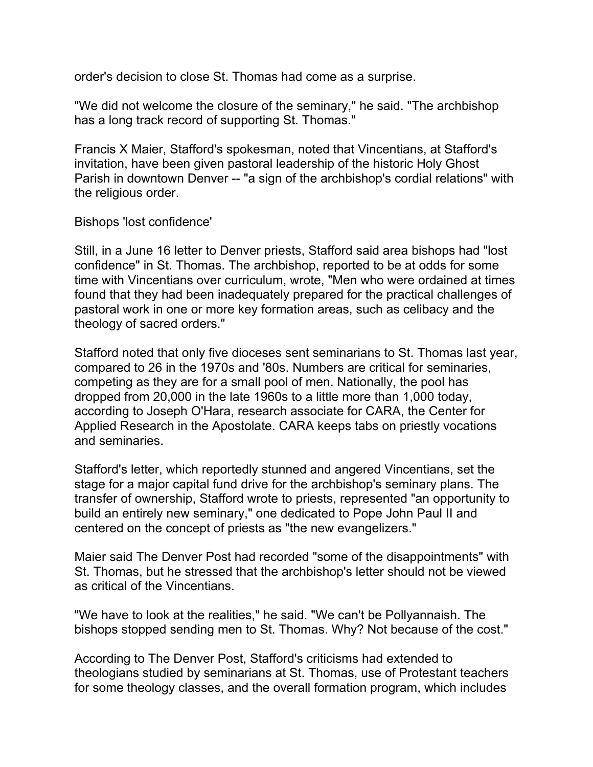order's decision to close St. Thomas had come as a surprise.

"We did not welcome the closure of the seminary," he said. "The archbishop has a long track record of supporting St. Thomas."

Francis X Maier, Stafford's spokesman, noted that Vincentians, at Stafford's invitation, have been given pastoral leadership of the historic Holy Ghost Parish in downtown Denver -- "a sign of the archbishop's cordial relations" with the religious order.

## Bishops 'lost confidence'

Still, in a June 16 letter to Denver priests, Stafford said area bishops had "lost confidence" in St. Thomas. The archbishop, reported to be at odds for some time with Vincentians over curriculum, wrote, "Men who were ordained at times found that they had been inadequately prepared for the practical challenges of pastoral work in one or more key formation areas, such as celibacy and the theology of sacred orders."

Stafford noted that only five dioceses sent seminarians to St. Thomas last year, compared to 26 in the 1970s and '80s. Numbers are critical for seminaries, competing as they are for a small pool of men. Nationally, the pool has dropped from 20,000 in the late 1960s to a little more than 1,000 today, according to Joseph O'Hara, research associate for CARA, the Center for Applied Research in the Apostolate. CARA keeps tabs on priestly vocations and seminaries.

Stafford's letter, which reportedly stunned and angered Vincentians, set the stage for a major capital fund drive for the archbishop's seminary plans. The transfer of ownership, Stafford wrote to priests, represented "an opportunity to build an entirely new seminary," one dedicated to Pope John Paul II and centered on the concept of priests as "the new evangelizers."

Maier said The Denver Post had recorded "some of the disappointments" with St. Thomas, but he stressed that the archbishop's letter should not be viewed as critical of the Vincentians.

"We have to look at the realities," he said. "We can't be Pollyannaish. The bishops stopped sending men to St. Thomas. Why? Not because of the cost."

According to The Denver Post, Stafford's criticisms had extended to theologians studied by seminarians at St. Thomas, use of Protestant teachers for some theology classes, and the overall formation program, which includes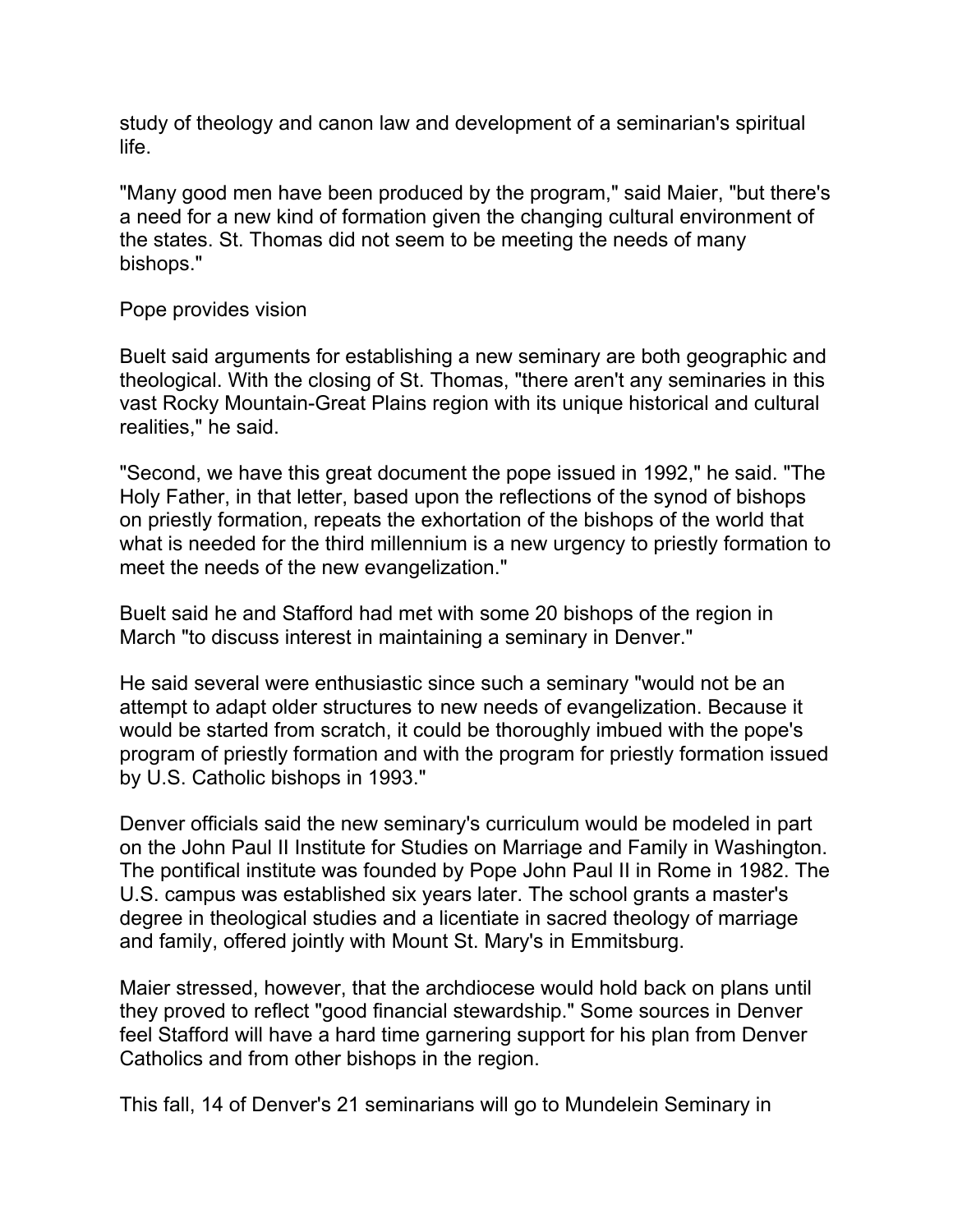study of theology and canon law and development of a seminarian's spiritual life.

"Many good men have been produced by the program," said Maier, "but there's a need for a new kind of formation given the changing cultural environment of the states. St. Thomas did not seem to be meeting the needs of many bishops."

Pope provides vision

Buelt said arguments for establishing a new seminary are both geographic and theological. With the closing of St. Thomas, "there aren't any seminaries in this vast Rocky Mountain-Great Plains region with its unique historical and cultural realities," he said.

"Second, we have this great document the pope issued in 1992," he said. "The Holy Father, in that letter, based upon the reflections of the synod of bishops on priestly formation, repeats the exhortation of the bishops of the world that what is needed for the third millennium is a new urgency to priestly formation to meet the needs of the new evangelization."

Buelt said he and Stafford had met with some 20 bishops of the region in March "to discuss interest in maintaining a seminary in Denver."

He said several were enthusiastic since such a seminary "would not be an attempt to adapt older structures to new needs of evangelization. Because it would be started from scratch, it could be thoroughly imbued with the pope's program of priestly formation and with the program for priestly formation issued by U.S. Catholic bishops in 1993."

Denver officials said the new seminary's curriculum would be modeled in part on the John Paul II Institute for Studies on Marriage and Family in Washington. The pontifical institute was founded by Pope John Paul II in Rome in 1982. The U.S. campus was established six years later. The school grants a master's degree in theological studies and a licentiate in sacred theology of marriage and family, offered jointly with Mount St. Mary's in Emmitsburg.

Maier stressed, however, that the archdiocese would hold back on plans until they proved to reflect "good financial stewardship." Some sources in Denver feel Stafford will have a hard time garnering support for his plan from Denver Catholics and from other bishops in the region.

This fall, 14 of Denver's 21 seminarians will go to Mundelein Seminary in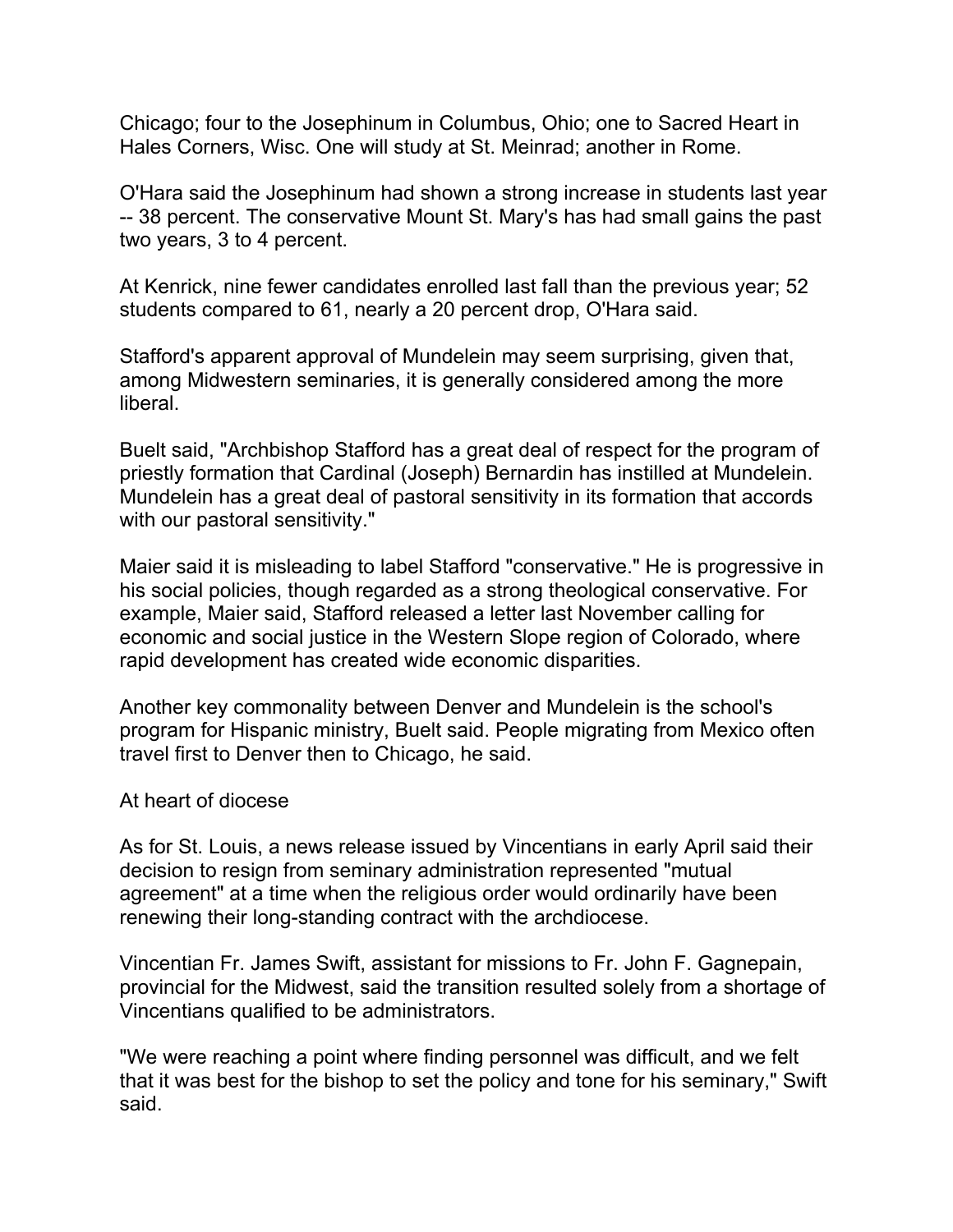Chicago; four to the Josephinum in Columbus, Ohio; one to Sacred Heart in Hales Corners, Wisc. One will study at St. Meinrad; another in Rome.

O'Hara said the Josephinum had shown a strong increase in students last year -- 38 percent. The conservative Mount St. Mary's has had small gains the past two years, 3 to 4 percent.

At Kenrick, nine fewer candidates enrolled last fall than the previous year; 52 students compared to 61, nearly a 20 percent drop, O'Hara said.

Stafford's apparent approval of Mundelein may seem surprising, given that, among Midwestern seminaries, it is generally considered among the more liberal.

Buelt said, "Archbishop Stafford has a great deal of respect for the program of priestly formation that Cardinal (Joseph) Bernardin has instilled at Mundelein. Mundelein has a great deal of pastoral sensitivity in its formation that accords with our pastoral sensitivity."

Maier said it is misleading to label Stafford "conservative." He is progressive in his social policies, though regarded as a strong theological conservative. For example, Maier said, Stafford released a letter last November calling for economic and social justice in the Western Slope region of Colorado, where rapid development has created wide economic disparities.

Another key commonality between Denver and Mundelein is the school's program for Hispanic ministry, Buelt said. People migrating from Mexico often travel first to Denver then to Chicago, he said.

## At heart of diocese

As for St. Louis, a news release issued by Vincentians in early April said their decision to resign from seminary administration represented "mutual agreement" at a time when the religious order would ordinarily have been renewing their long-standing contract with the archdiocese.

Vincentian Fr. James Swift, assistant for missions to Fr. John F. Gagnepain, provincial for the Midwest, said the transition resulted solely from a shortage of Vincentians qualified to be administrators.

"We were reaching a point where finding personnel was difficult, and we felt that it was best for the bishop to set the policy and tone for his seminary," Swift said.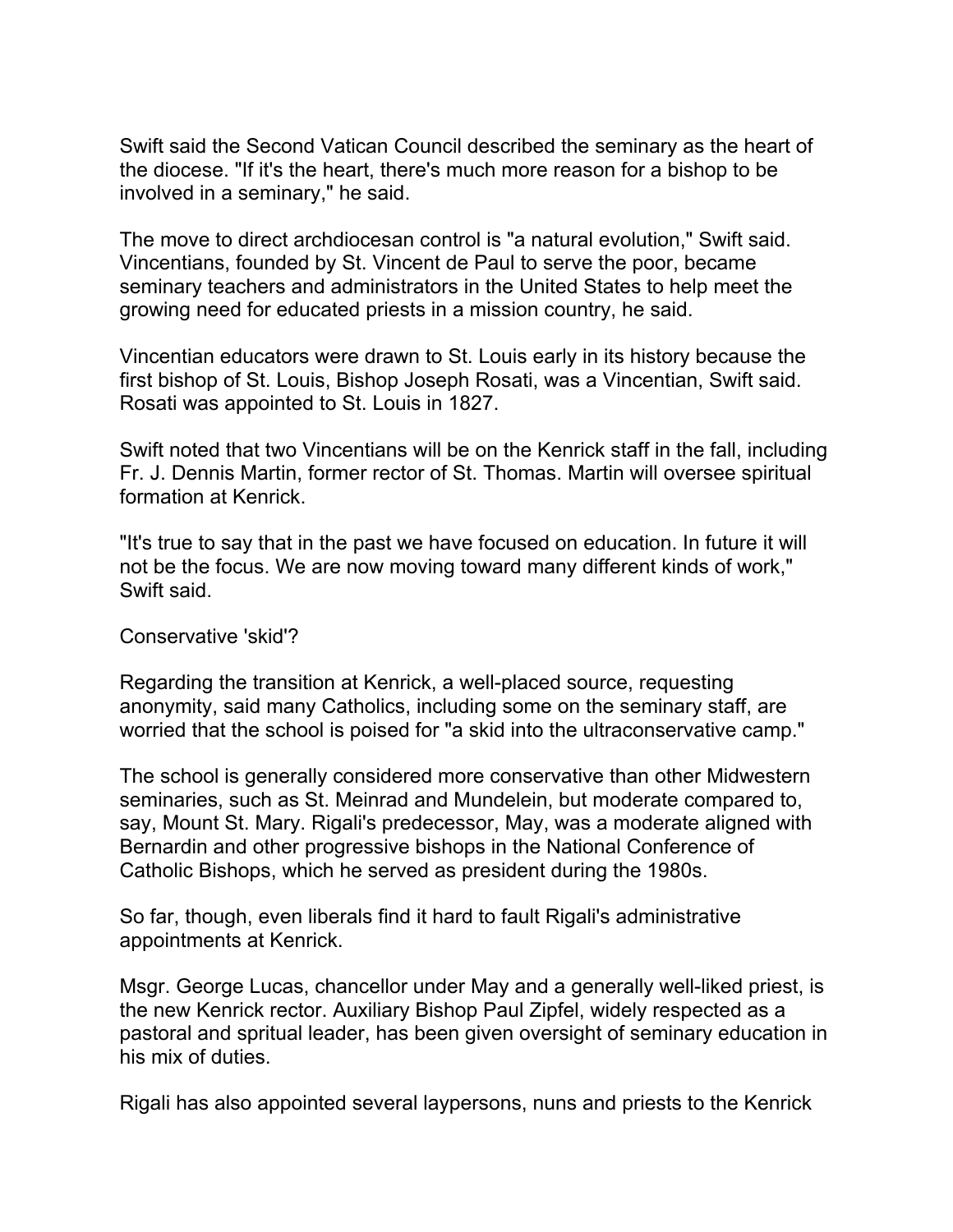Swift said the Second Vatican Council described the seminary as the heart of the diocese. "If it's the heart, there's much more reason for a bishop to be involved in a seminary," he said.

The move to direct archdiocesan control is "a natural evolution," Swift said. Vincentians, founded by St. Vincent de Paul to serve the poor, became seminary teachers and administrators in the United States to help meet the growing need for educated priests in a mission country, he said.

Vincentian educators were drawn to St. Louis early in its history because the first bishop of St. Louis, Bishop Joseph Rosati, was a Vincentian, Swift said. Rosati was appointed to St. Louis in 1827.

Swift noted that two Vincentians will be on the Kenrick staff in the fall, including Fr. J. Dennis Martin, former rector of St. Thomas. Martin will oversee spiritual formation at Kenrick.

"It's true to say that in the past we have focused on education. In future it will not be the focus. We are now moving toward many different kinds of work," Swift said.

## Conservative 'skid'?

Regarding the transition at Kenrick, a well-placed source, requesting anonymity, said many Catholics, including some on the seminary staff, are worried that the school is poised for "a skid into the ultraconservative camp."

The school is generally considered more conservative than other Midwestern seminaries, such as St. Meinrad and Mundelein, but moderate compared to, say, Mount St. Mary. Rigali's predecessor, May, was a moderate aligned with Bernardin and other progressive bishops in the National Conference of Catholic Bishops, which he served as president during the 1980s.

So far, though, even liberals find it hard to fault Rigali's administrative appointments at Kenrick.

Msgr. George Lucas, chancellor under May and a generally well-liked priest, is the new Kenrick rector. Auxiliary Bishop Paul Zipfel, widely respected as a pastoral and spritual leader, has been given oversight of seminary education in his mix of duties.

Rigali has also appointed several laypersons, nuns and priests to the Kenrick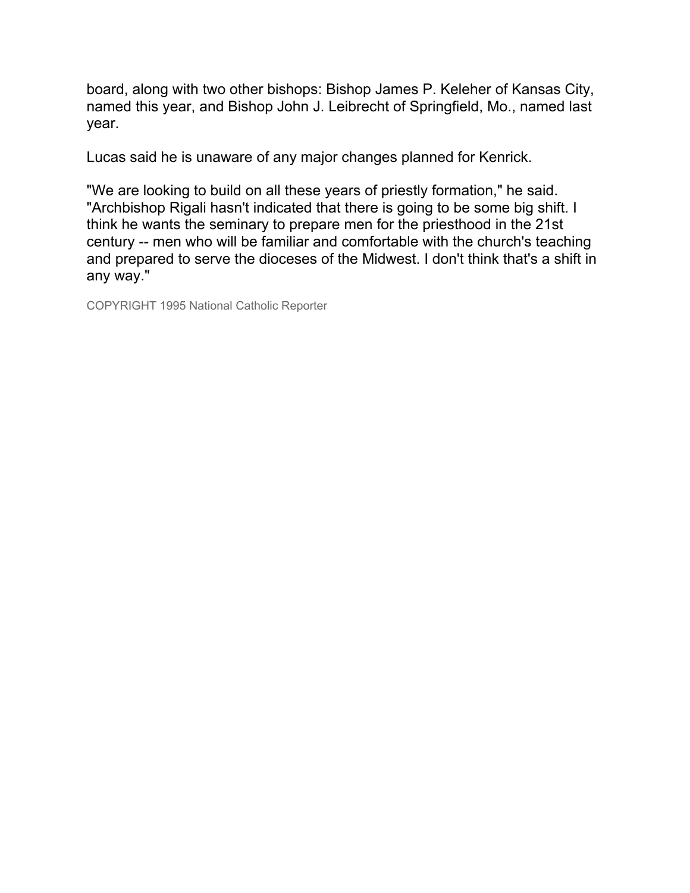board, along with two other bishops: Bishop James P. Keleher of Kansas City, named this year, and Bishop John J. Leibrecht of Springfield, Mo., named last year.

Lucas said he is unaware of any major changes planned for Kenrick.

"We are looking to build on all these years of priestly formation," he said. "Archbishop Rigali hasn't indicated that there is going to be some big shift. I think he wants the seminary to prepare men for the priesthood in the 21st century -- men who will be familiar and comfortable with the church's teaching and prepared to serve the dioceses of the Midwest. I don't think that's a shift in any way."

COPYRIGHT 1995 National Catholic Reporter